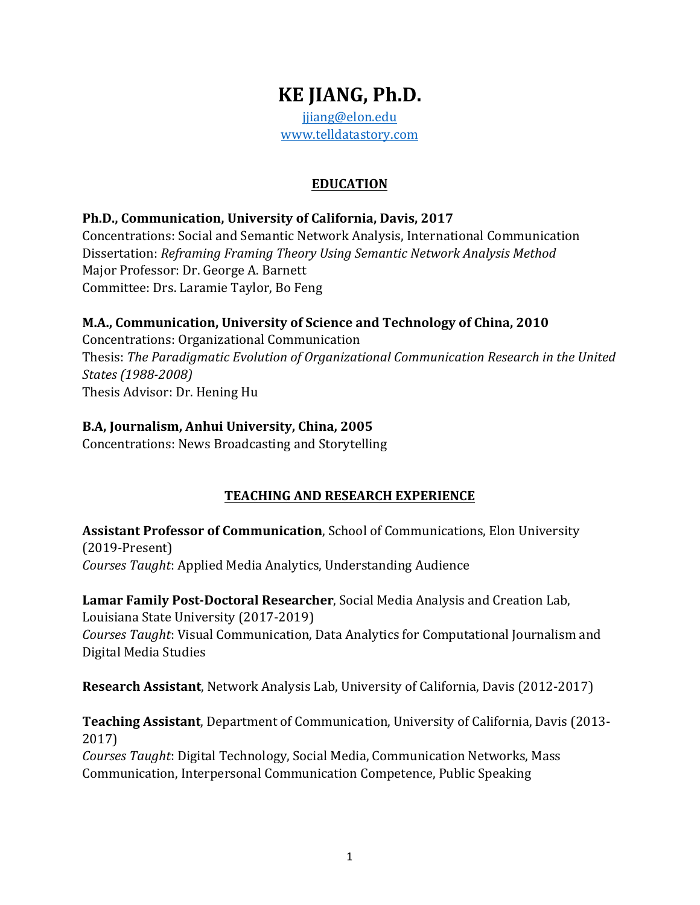# KE JIANG, Ph.D.

jjiang@elon.edu
www.telldatastory.com

## EDUCATION

**Ph.D., Communication, University of California, Davis, 2017**
Concentrations: Social and Semantic Network Analysis, International Communication
Dissertation: *Reframing Framing Theory Using Semantic Network Analysis Method*
Major Professor: Dr. George A. Barnett
Committee: Drs. Laramie Taylor, Bo Feng

**M.A., Communication, University of Science and Technology of China, 2010**
Concentrations: Organizational Communication
Thesis: *The Paradigmatic Evolution of Organizational Communication Research in the United States (1988-2008)*
Thesis Advisor: Dr. Hening Hu

**B.A, Journalism, Anhui University, China, 2005**
Concentrations: News Broadcasting and Storytelling

## TEACHING AND RESEARCH EXPERIENCE

**Assistant Professor of Communication**, School of Communications, Elon University (2019-Present)
*Courses Taught*: Applied Media Analytics, Understanding Audience

**Lamar Family Post-Doctoral Researcher**, Social Media Analysis and Creation Lab, Louisiana State University (2017-2019)
*Courses Taught*: Visual Communication, Data Analytics for Computational Journalism and Digital Media Studies

**Research Assistant**, Network Analysis Lab, University of California, Davis (2012-2017)

**Teaching Assistant**, Department of Communication, University of California, Davis (2013-2017)
*Courses Taught*: Digital Technology, Social Media, Communication Networks, Mass Communication, Interpersonal Communication Competence, Public Speaking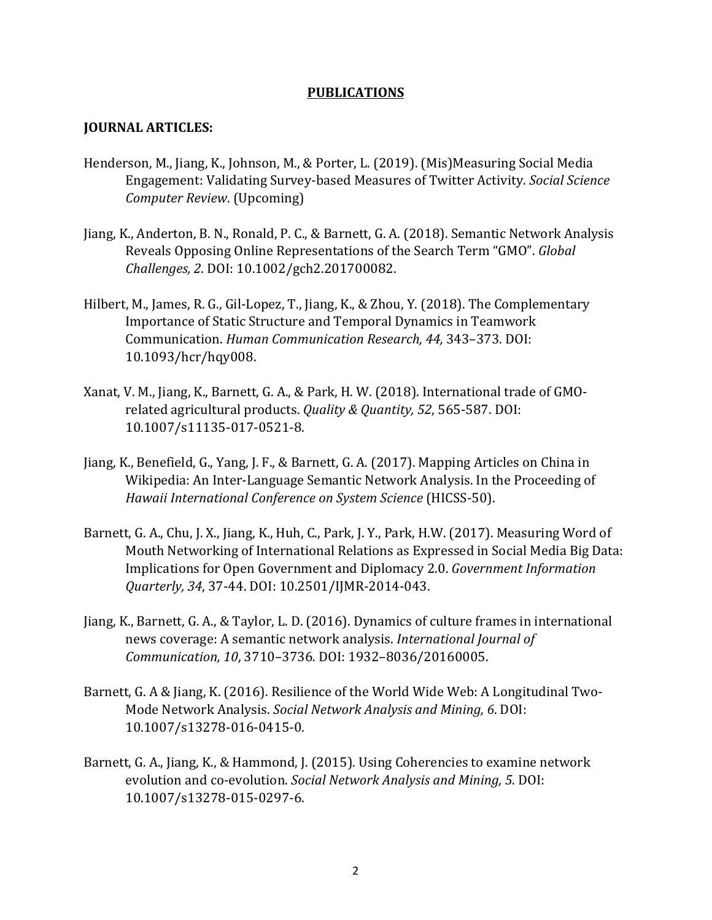## PUBLICATIONS

### JOURNAL ARTICLES:

Henderson, M., Jiang, K., Johnson, M., & Porter, L. (2019). (Mis)Measuring Social Media Engagement: Validating Survey-based Measures of Twitter Activity. *Social Science Computer Review*. (Upcoming)

Jiang, K., Anderton, B. N., Ronald, P. C., & Barnett, G. A. (2018). Semantic Network Analysis Reveals Opposing Online Representations of the Search Term "GMO". *Global Challenges, 2*. DOI: 10.1002/gch2.201700082.

Hilbert, M., James, R. G., Gil-Lopez, T., Jiang, K., & Zhou, Y. (2018). The Complementary Importance of Static Structure and Temporal Dynamics in Teamwork Communication. *Human Communication Research, 44,* 343–373. DOI: 10.1093/hcr/hqy008.

Xanat, V. M., Jiang, K., Barnett, G. A., & Park, H. W. (2018). International trade of GMO-related agricultural products. *Quality & Quantity, 52*, 565-587. DOI: 10.1007/s11135-017-0521-8.

Jiang, K., Benefield, G., Yang, J. F., & Barnett, G. A. (2017). Mapping Articles on China in Wikipedia: An Inter-Language Semantic Network Analysis. In the Proceeding of *Hawaii International Conference on System Science* (HICSS-50).

Barnett, G. A., Chu, J. X., Jiang, K., Huh, C., Park, J. Y., Park, H.W. (2017). Measuring Word of Mouth Networking of International Relations as Expressed in Social Media Big Data: Implications for Open Government and Diplomacy 2.0. *Government Information Quarterly, 34*, 37-44. DOI: 10.2501/IJMR-2014-043.

Jiang, K., Barnett, G. A., & Taylor, L. D. (2016). Dynamics of culture frames in international news coverage: A semantic network analysis. *International Journal of Communication, 10*, 3710–3736*.* DOI: 1932–8036/20160005.

Barnett, G. A & Jiang, K. (2016). Resilience of the World Wide Web: A Longitudinal Two-Mode Network Analysis. *Social Network Analysis and Mining, 6*. DOI: 10.1007/s13278-016-0415-0.

Barnett, G. A., Jiang, K., & Hammond, J. (2015). Using Coherencies to examine network evolution and co-evolution. *Social Network Analysis and Mining, 5*. DOI: 10.1007/s13278-015-0297-6.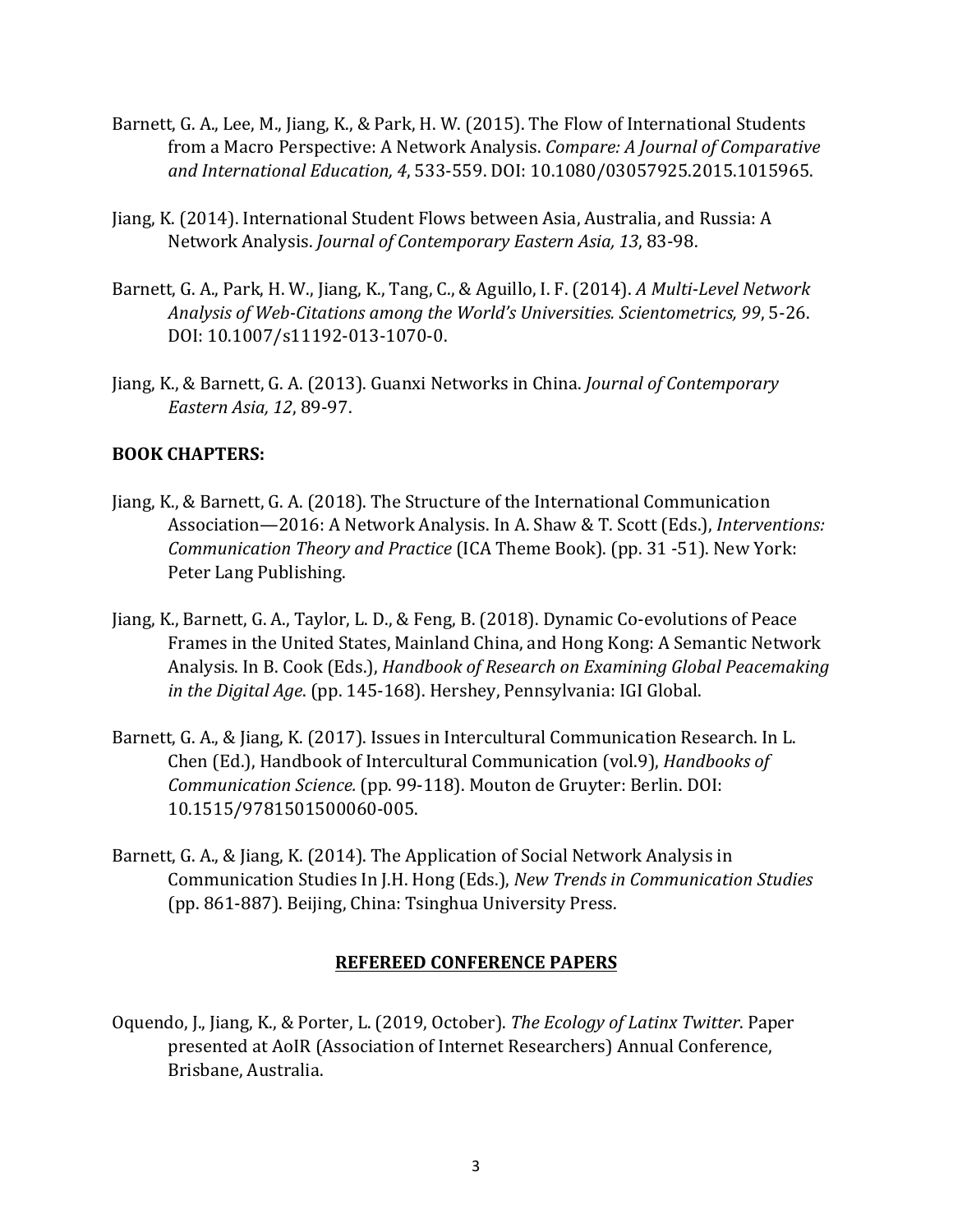Barnett, G. A., Lee, M., Jiang, K., & Park, H. W. (2015). The Flow of International Students from a Macro Perspective: A Network Analysis. *Compare: A Journal of Comparative and International Education, 4*, 533-559. DOI: 10.1080/03057925.2015.1015965.

Jiang, K. (2014). International Student Flows between Asia, Australia, and Russia: A Network Analysis. *Journal of Contemporary Eastern Asia, 13*, 83-98.

Barnett, G. A., Park, H. W., Jiang, K., Tang, C., & Aguillo, I. F. (2014). *A Multi-Level Network Analysis of Web-Citations among the World's Universities. Scientometrics, 99*, 5-26. DOI: 10.1007/s11192-013-1070-0.

Jiang, K., & Barnett, G. A. (2013). Guanxi Networks in China. *Journal of Contemporary Eastern Asia, 12*, 89-97.

**BOOK CHAPTERS:**

Jiang, K., & Barnett, G. A. (2018). The Structure of the International Communication Association—2016: A Network Analysis. In A. Shaw & T. Scott (Eds.), *Interventions: Communication Theory and Practice* (ICA Theme Book). (pp. 31 -51). New York: Peter Lang Publishing.

Jiang, K., Barnett, G. A., Taylor, L. D., & Feng, B. (2018). Dynamic Co-evolutions of Peace Frames in the United States, Mainland China, and Hong Kong: A Semantic Network Analysis. In B. Cook (Eds.), *Handbook of Research on Examining Global Peacemaking in the Digital Age*. (pp. 145-168). Hershey, Pennsylvania: IGI Global.

Barnett, G. A., & Jiang, K. (2017). Issues in Intercultural Communication Research. In L. Chen (Ed.), Handbook of Intercultural Communication (vol.9), *Handbooks of Communication Science.* (pp. 99-118). Mouton de Gruyter: Berlin. DOI: 10.1515/9781501500060-005.

Barnett, G. A., & Jiang, K. (2014). The Application of Social Network Analysis in Communication Studies In J.H. Hong (Eds.), *New Trends in Communication Studies* (pp. 861-887). Beijing, China: Tsinghua University Press.

## REFEREED CONFERENCE PAPERS

Oquendo, J., Jiang, K., & Porter, L. (2019, October). *The Ecology of Latinx Twitter*. Paper presented at AoIR (Association of Internet Researchers) Annual Conference, Brisbane, Australia.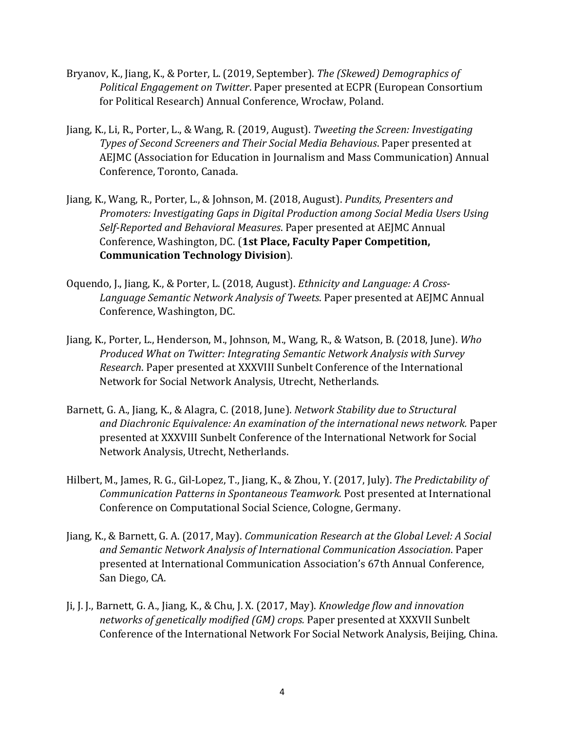Bryanov, K., Jiang, K., & Porter, L. (2019, September). *The (Skewed) Demographics of Political Engagement on Twitter*. Paper presented at ECPR (European Consortium for Political Research) Annual Conference, Wrocław, Poland.

Jiang, K., Li, R., Porter, L., & Wang, R. (2019, August). *Tweeting the Screen: Investigating Types of Second Screeners and Their Social Media Behavious*. Paper presented at AEJMC (Association for Education in Journalism and Mass Communication) Annual Conference, Toronto, Canada.

Jiang, K., Wang, R., Porter, L., & Johnson, M. (2018, August). *Pundits, Presenters and Promoters: Investigating Gaps in Digital Production among Social Media Users Using Self-Reported and Behavioral Measures*. Paper presented at AEJMC Annual Conference, Washington, DC. (**1st Place, Faculty Paper Competition, Communication Technology Division**).

Oquendo, J., Jiang, K., & Porter, L. (2018, August). *Ethnicity and Language: A Cross-Language Semantic Network Analysis of Tweets*. Paper presented at AEJMC Annual Conference, Washington, DC.

Jiang, K., Porter, L., Henderson, M., Johnson, M., Wang, R., & Watson, B. (2018, June). *Who Produced What on Twitter: Integrating Semantic Network Analysis with Survey Research*. Paper presented at XXXVIII Sunbelt Conference of the International Network for Social Network Analysis, Utrecht, Netherlands.

Barnett, G. A., Jiang, K., & Alagra, C. (2018, June). *Network Stability due to Structural and Diachronic Equivalence: An examination of the international news network.* Paper presented at XXXVIII Sunbelt Conference of the International Network for Social Network Analysis, Utrecht, Netherlands.

Hilbert, M., James, R. G., Gil-Lopez, T., Jiang, K., & Zhou, Y. (2017, July). *The Predictability of Communication Patterns in Spontaneous Teamwork.* Post presented at International Conference on Computational Social Science, Cologne, Germany.

Jiang, K., & Barnett, G. A. (2017, May). *Communication Research at the Global Level: A Social and Semantic Network Analysis of International Communication Association*. Paper presented at International Communication Association's 67th Annual Conference, San Diego, CA.

Ji, J. J., Barnett, G. A., Jiang, K., & Chu, J. X. (2017, May). *Knowledge flow and innovation networks of genetically modified (GM) crops.* Paper presented at XXXVII Sunbelt Conference of the International Network For Social Network Analysis, Beijing, China.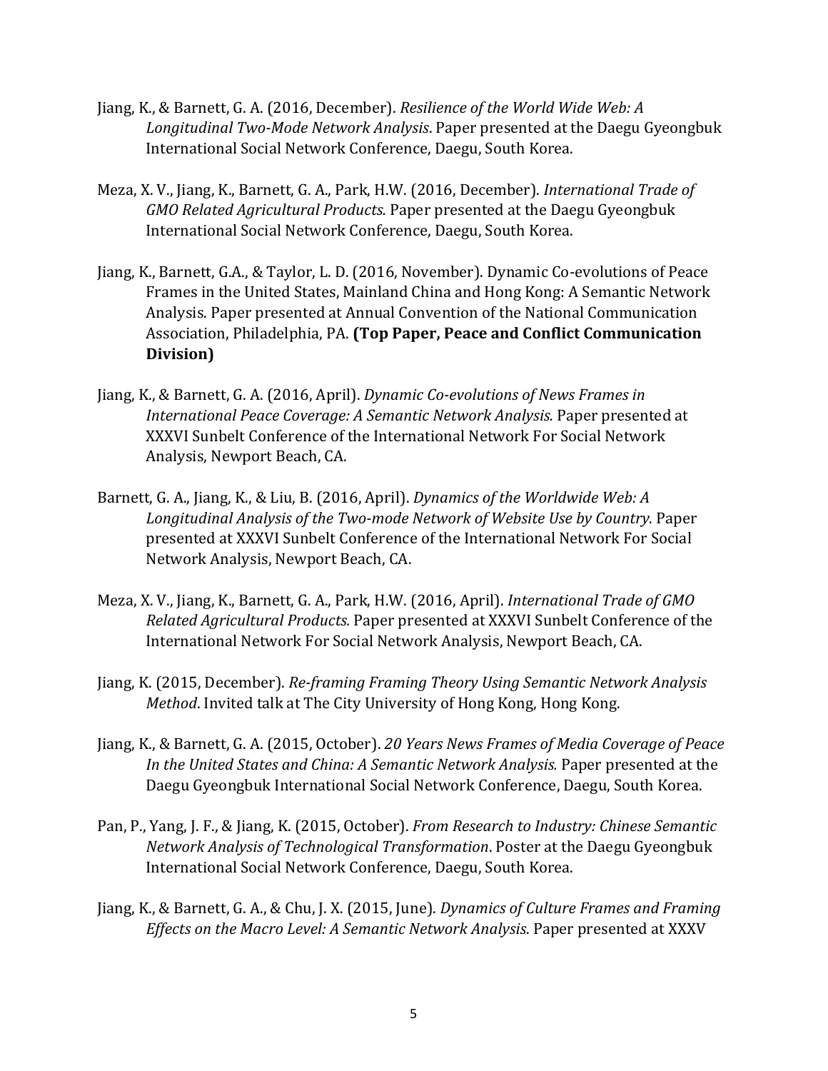Jiang, K., & Barnett, G. A. (2016, December). *Resilience of the World Wide Web: A Longitudinal Two-Mode Network Analysis*. Paper presented at the Daegu Gyeongbuk International Social Network Conference, Daegu, South Korea.

Meza, X. V., Jiang, K., Barnett, G. A., Park, H.W. (2016, December). *International Trade of GMO Related Agricultural Products.* Paper presented at the Daegu Gyeongbuk International Social Network Conference, Daegu, South Korea.

Jiang, K., Barnett, G.A., & Taylor, L. D. (2016, November). Dynamic Co-evolutions of Peace Frames in the United States, Mainland China and Hong Kong: A Semantic Network Analysis. Paper presented at Annual Convention of the National Communication Association, Philadelphia, PA. **(Top Paper, Peace and Conflict Communication Division)**

Jiang, K., & Barnett, G. A. (2016, April). *Dynamic Co-evolutions of News Frames in International Peace Coverage: A Semantic Network Analysis.* Paper presented at XXXVI Sunbelt Conference of the International Network For Social Network Analysis, Newport Beach, CA.

Barnett, G. A., Jiang, K., & Liu, B. (2016, April). *Dynamics of the Worldwide Web: A Longitudinal Analysis of the Two-mode Network of Website Use by Country.* Paper presented at XXXVI Sunbelt Conference of the International Network For Social Network Analysis, Newport Beach, CA.

Meza, X. V., Jiang, K., Barnett, G. A., Park, H.W. (2016, April). *International Trade of GMO Related Agricultural Products.* Paper presented at XXXVI Sunbelt Conference of the International Network For Social Network Analysis, Newport Beach, CA.

Jiang, K. (2015, December). *Re-framing Framing Theory Using Semantic Network Analysis Method*. Invited talk at The City University of Hong Kong, Hong Kong.

Jiang, K., & Barnett, G. A. (2015, October). *20 Years News Frames of Media Coverage of Peace In the United States and China: A Semantic Network Analysis.* Paper presented at the Daegu Gyeongbuk International Social Network Conference, Daegu, South Korea.

Pan, P., Yang, J. F., & Jiang, K. (2015, October). *From Research to Industry: Chinese Semantic Network Analysis of Technological Transformation*. Poster at the Daegu Gyeongbuk International Social Network Conference, Daegu, South Korea.

Jiang, K., & Barnett, G. A., & Chu, J. X. (2015, June). *Dynamics of Culture Frames and Framing Effects on the Macro Level: A Semantic Network Analysis*. Paper presented at XXXV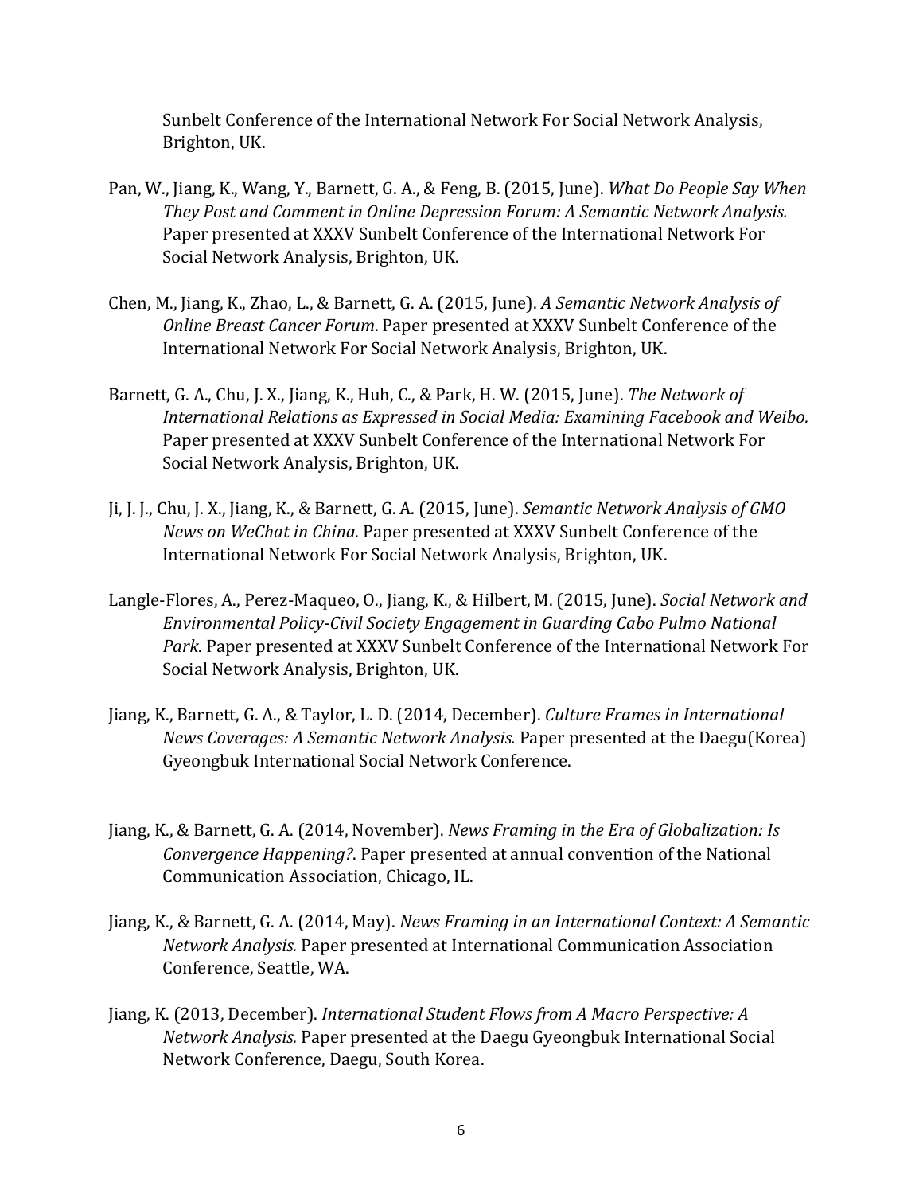Sunbelt Conference of the International Network For Social Network Analysis, Brighton, UK.

Pan, W., Jiang, K., Wang, Y., Barnett, G. A., & Feng, B. (2015, June). *What Do People Say When They Post and Comment in Online Depression Forum: A Semantic Network Analysis.* Paper presented at XXXV Sunbelt Conference of the International Network For Social Network Analysis, Brighton, UK.

Chen, M., Jiang, K., Zhao, L., & Barnett, G. A. (2015, June). *A Semantic Network Analysis of Online Breast Cancer Forum*. Paper presented at XXXV Sunbelt Conference of the International Network For Social Network Analysis, Brighton, UK.

Barnett, G. A., Chu, J. X., Jiang, K., Huh, C., & Park, H. W. (2015, June). *The Network of International Relations as Expressed in Social Media: Examining Facebook and Weibo.* Paper presented at XXXV Sunbelt Conference of the International Network For Social Network Analysis, Brighton, UK.

Ji, J. J., Chu, J. X., Jiang, K., & Barnett, G. A. (2015, June). *Semantic Network Analysis of GMO News on WeChat in China*. Paper presented at XXXV Sunbelt Conference of the International Network For Social Network Analysis, Brighton, UK.

Langle-Flores, A., Perez-Maqueo, O., Jiang, K., & Hilbert, M. (2015, June). *Social Network and Environmental Policy-Civil Society Engagement in Guarding Cabo Pulmo National Park*. Paper presented at XXXV Sunbelt Conference of the International Network For Social Network Analysis, Brighton, UK.

Jiang, K., Barnett, G. A., & Taylor, L. D. (2014, December). *Culture Frames in International News Coverages: A Semantic Network Analysis.* Paper presented at the Daegu(Korea) Gyeongbuk International Social Network Conference.

Jiang, K., & Barnett, G. A. (2014, November). *News Framing in the Era of Globalization: Is Convergence Happening?*. Paper presented at annual convention of the National Communication Association, Chicago, IL.

Jiang, K., & Barnett, G. A. (2014, May). *News Framing in an International Context: A Semantic Network Analysis.* Paper presented at International Communication Association Conference, Seattle, WA.

Jiang, K. (2013, December). *International Student Flows from A Macro Perspective: A Network Analysis.* Paper presented at the Daegu Gyeongbuk International Social Network Conference, Daegu, South Korea.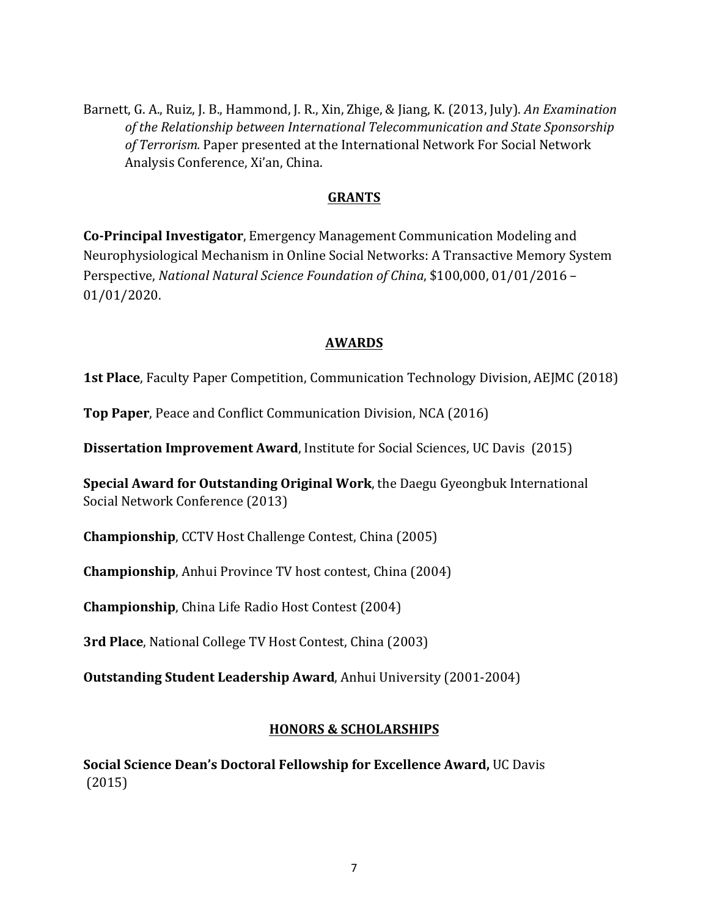Barnett, G. A., Ruiz, J. B., Hammond, J. R., Xin, Zhige, & Jiang, K. (2013, July). *An Examination of the Relationship between International Telecommunication and State Sponsorship of Terrorism.* Paper presented at the International Network For Social Network Analysis Conference, Xi'an, China.

## GRANTS

**Co-Principal Investigator**, Emergency Management Communication Modeling and Neurophysiological Mechanism in Online Social Networks: A Transactive Memory System Perspective, *National Natural Science Foundation of China*, $100,000, 01/01/2016 – 01/01/2020.

## AWARDS

**1st Place**, Faculty Paper Competition, Communication Technology Division, AEJMC (2018)

**Top Paper**, Peace and Conflict Communication Division, NCA (2016)

**Dissertation Improvement Award**, Institute for Social Sciences, UC Davis (2015)

**Special Award for Outstanding Original Work**, the Daegu Gyeongbuk International Social Network Conference (2013)

**Championship**, CCTV Host Challenge Contest, China (2005)

**Championship**, Anhui Province TV host contest, China (2004)

**Championship**, China Life Radio Host Contest (2004)

**3rd Place**, National College TV Host Contest, China (2003)

**Outstanding Student Leadership Award**, Anhui University (2001-2004)

## HONORS & SCHOLARSHIPS

**Social Science Dean's Doctoral Fellowship for Excellence Award,** UC Davis (2015)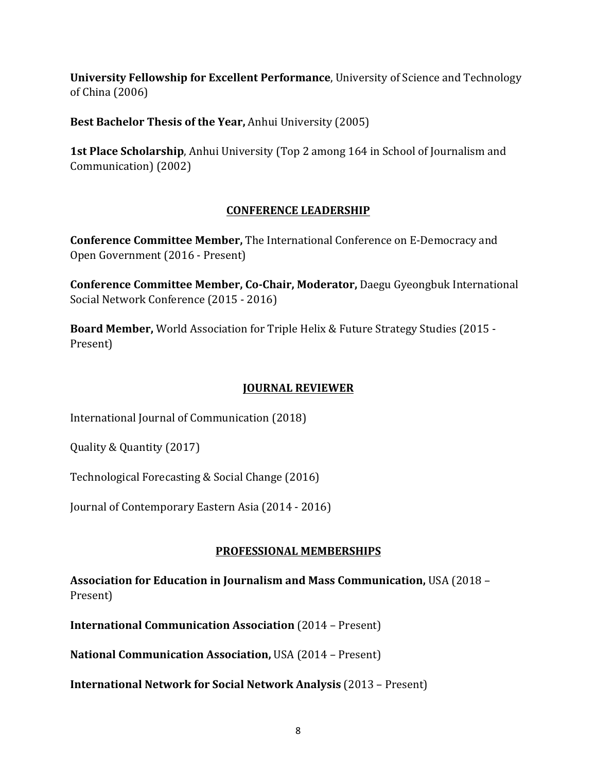**University Fellowship for Excellent Performance**, University of Science and Technology of China (2006)

**Best Bachelor Thesis of the Year,** Anhui University (2005)

**1st Place Scholarship**, Anhui University (Top 2 among 164 in School of Journalism and Communication) (2002)

## CONFERENCE LEADERSHIP

**Conference Committee Member,** The International Conference on E-Democracy and Open Government (2016 - Present)

**Conference Committee Member, Co-Chair, Moderator,** Daegu Gyeongbuk International Social Network Conference (2015 - 2016)

**Board Member,** World Association for Triple Helix & Future Strategy Studies (2015 - Present)

## JOURNAL REVIEWER

International Journal of Communication (2018)

Quality & Quantity (2017)

Technological Forecasting & Social Change (2016)

Journal of Contemporary Eastern Asia (2014 - 2016)

## PROFESSIONAL MEMBERSHIPS

**Association for Education in Journalism and Mass Communication,** USA (2018 – Present)

**International Communication Association** (2014 – Present)

**National Communication Association,** USA (2014 – Present)

**International Network for Social Network Analysis** (2013 – Present)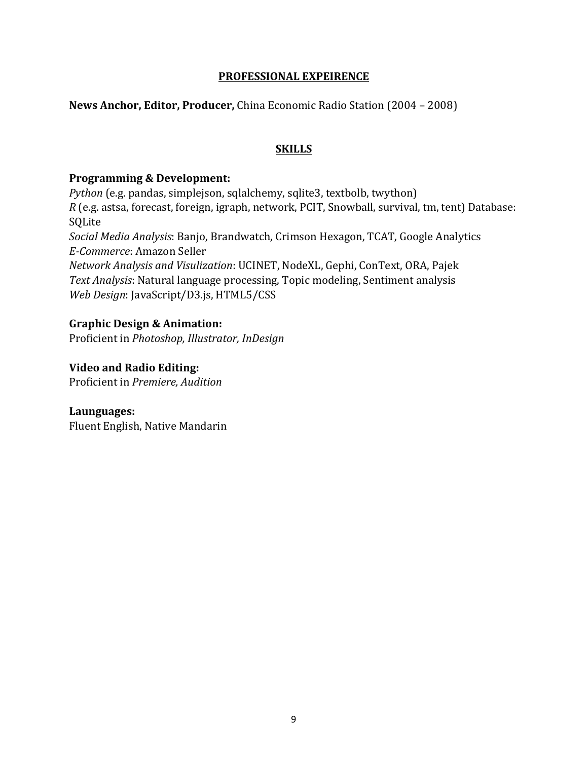## PROFESSIONAL EXPEIRENCE

**News Anchor, Editor, Producer,** China Economic Radio Station (2004 – 2008)

## SKILLS

**Programming & Development:**

*Python* (e.g. pandas, simplejson, sqlalchemy, sqlite3, textbolb, twython)
*R* (e.g. astsa, forecast, foreign, igraph, network, PCIT, Snowball, survival, tm, tent) Database: SQLite
*Social Media Analysis*: Banjo, Brandwatch, Crimson Hexagon, TCAT, Google Analytics
*E-Commerce*: Amazon Seller
*Network Analysis and Visulization*: UCINET, NodeXL, Gephi, ConText, ORA, Pajek
*Text Analysis*: Natural language processing, Topic modeling, Sentiment analysis
*Web Design*: JavaScript/D3.js, HTML5/CSS

**Graphic Design & Animation:**

Proficient in *Photoshop, Illustrator, InDesign*

**Video and Radio Editing:**

Proficient in *Premiere, Audition*

**Launguages:**

Fluent English, Native Mandarin